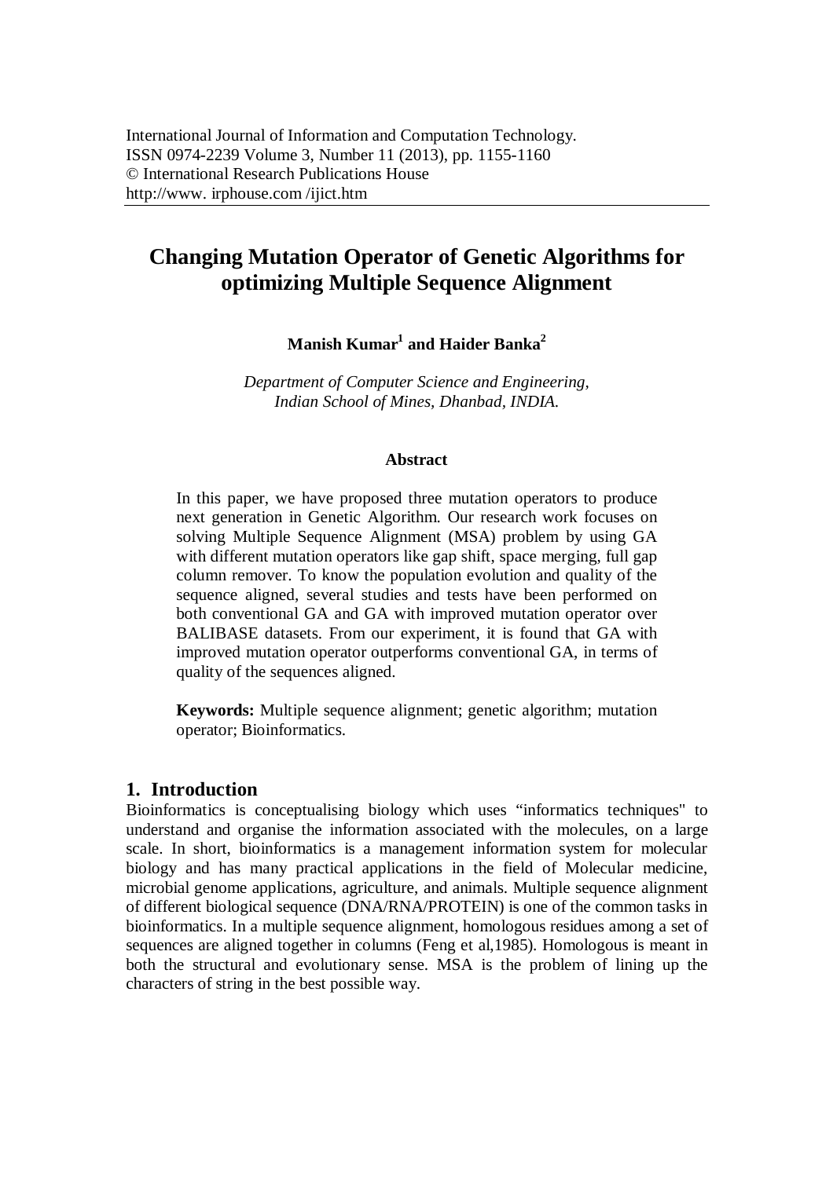International Journal of Information and Computation Technology.
ISSN 0974-2239 Volume 3, Number 11 (2013), pp. 1155-1160
© International Research Publications House
http://www. irphouse.com /ijict.htm

# Changing Mutation Operator of Genetic Algorithms for optimizing Multiple Sequence Alignment

**Manish Kumar[1] and Haider Banka[2]**

*Department of Computer Science and Engineering, Indian School of Mines, Dhanbad, INDIA.*

### Abstract

In this paper, we have proposed three mutation operators to produce next generation in Genetic Algorithm. Our research work focuses on solving Multiple Sequence Alignment (MSA) problem by using GA with different mutation operators like gap shift, space merging, full gap column remover. To know the population evolution and quality of the sequence aligned, several studies and tests have been performed on both conventional GA and GA with improved mutation operator over BALIBASE datasets. From our experiment, it is found that GA with improved mutation operator outperforms conventional GA, in terms of quality of the sequences aligned.

**Keywords:** Multiple sequence alignment; genetic algorithm; mutation operator; Bioinformatics.

## 1. Introduction

Bioinformatics is conceptualising biology which uses "informatics techniques" to understand and organise the information associated with the molecules, on a large scale. In short, bioinformatics is a management information system for molecular biology and has many practical applications in the field of Molecular medicine, microbial genome applications, agriculture, and animals. Multiple sequence alignment of different biological sequence (DNA/RNA/PROTEIN) is one of the common tasks in bioinformatics. In a multiple sequence alignment, homologous residues among a set of sequences are aligned together in columns (Feng et al,1985). Homologous is meant in both the structural and evolutionary sense. MSA is the problem of lining up the characters of string in the best possible way.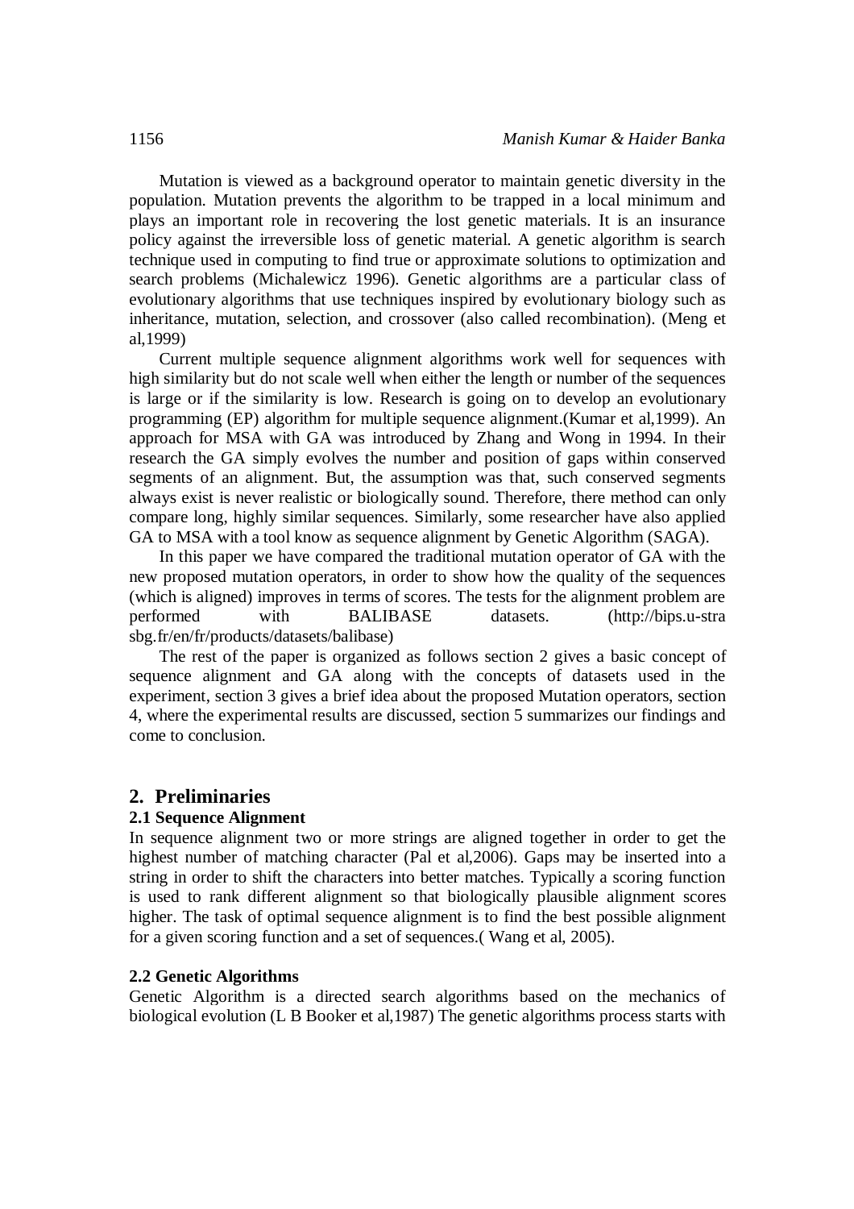Mutation is viewed as a background operator to maintain genetic diversity in the population. Mutation prevents the algorithm to be trapped in a local minimum and plays an important role in recovering the lost genetic materials. It is an insurance policy against the irreversible loss of genetic material. A genetic algorithm is search technique used in computing to find true or approximate solutions to optimization and search problems (Michalewicz 1996). Genetic algorithms are a particular class of evolutionary algorithms that use techniques inspired by evolutionary biology such as inheritance, mutation, selection, and crossover (also called recombination). (Meng et al,1999)

Current multiple sequence alignment algorithms work well for sequences with high similarity but do not scale well when either the length or number of the sequences is large or if the similarity is low. Research is going on to develop an evolutionary programming (EP) algorithm for multiple sequence alignment.(Kumar et al,1999). An approach for MSA with GA was introduced by Zhang and Wong in 1994. In their research the GA simply evolves the number and position of gaps within conserved segments of an alignment. But, the assumption was that, such conserved segments always exist is never realistic or biologically sound. Therefore, there method can only compare long, highly similar sequences. Similarly, some researcher have also applied GA to MSA with a tool know as sequence alignment by Genetic Algorithm (SAGA).

In this paper we have compared the traditional mutation operator of GA with the new proposed mutation operators, in order to show how the quality of the sequences (which is aligned) improves in terms of scores. The tests for the alignment problem are performed with BALIBASE datasets. (http://bips.u-strasbg.fr/en/fr/products/datasets/balibase)

The rest of the paper is organized as follows section 2 gives a basic concept of sequence alignment and GA along with the concepts of datasets used in the experiment, section 3 gives a brief idea about the proposed Mutation operators, section 4, where the experimental results are discussed, section 5 summarizes our findings and come to conclusion.

## 2. Preliminaries

### 2.1 Sequence Alignment

In sequence alignment two or more strings are aligned together in order to get the highest number of matching character (Pal et al,2006). Gaps may be inserted into a string in order to shift the characters into better matches. Typically a scoring function is used to rank different alignment so that biologically plausible alignment scores higher. The task of optimal sequence alignment is to find the best possible alignment for a given scoring function and a set of sequences.( Wang et al, 2005).

### 2.2 Genetic Algorithms

Genetic Algorithm is a directed search algorithms based on the mechanics of biological evolution (L B Booker et al,1987) The genetic algorithms process starts with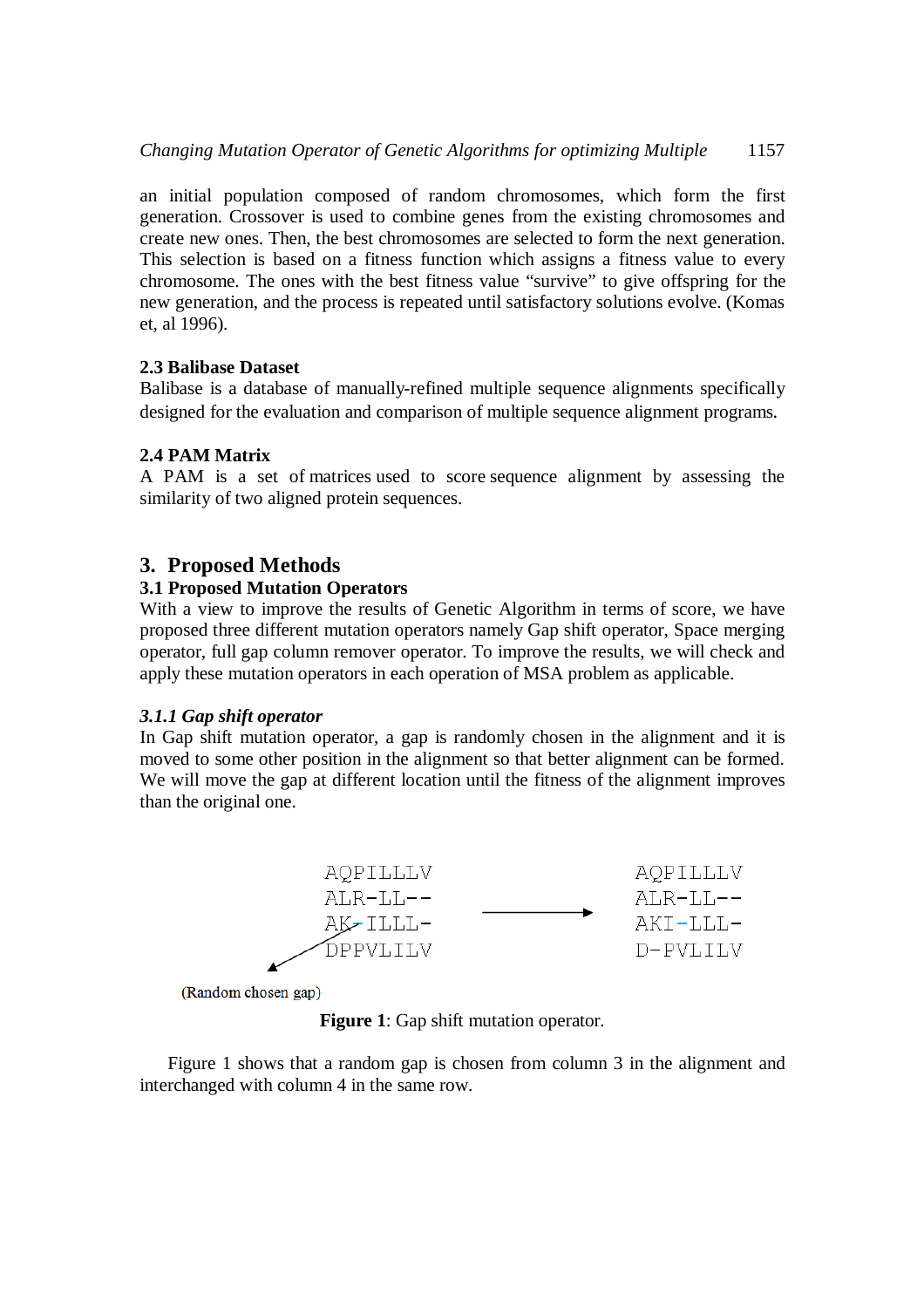an initial population composed of random chromosomes, which form the first generation. Crossover is used to combine genes from the existing chromosomes and create new ones. Then, the best chromosomes are selected to form the next generation. This selection is based on a fitness function which assigns a fitness value to every chromosome. The ones with the best fitness value "survive" to give offspring for the new generation, and the process is repeated until satisfactory solutions evolve. (Komas et, al 1996).

### 2.3 Balibase Dataset

Balibase is a database of manually-refined multiple sequence alignments specifically designed for the evaluation and comparison of multiple sequence alignment programs.

### 2.4 PAM Matrix

A PAM is a set of matrices used to score sequence alignment by assessing the similarity of two aligned protein sequences.

## 3. Proposed Methods

### 3.1 Proposed Mutation Operators

With a view to improve the results of Genetic Algorithm in terms of score, we have proposed three different mutation operators namely Gap shift operator, Space merging operator, full gap column remover operator. To improve the results, we will check and apply these mutation operators in each operation of MSA problem as applicable.

#### *3.1.1 Gap shift operator*

In Gap shift mutation operator, a gap is randomly chosen in the alignment and it is moved to some other position in the alignment so that better alignment can be formed. We will move the gap at different location until the fitness of the alignment improves than the original one.

```
AQPILLLV              AQPILLLV
ALR-LL--              ALR-LL--
AK-ILLL-   ------->   AKI-LLL-
DPPVLILV              D-PVLILV
```

(Random chosen gap)

**Figure 1**: Gap shift mutation operator.

Figure 1 shows that a random gap is chosen from column 3 in the alignment and interchanged with column 4 in the same row.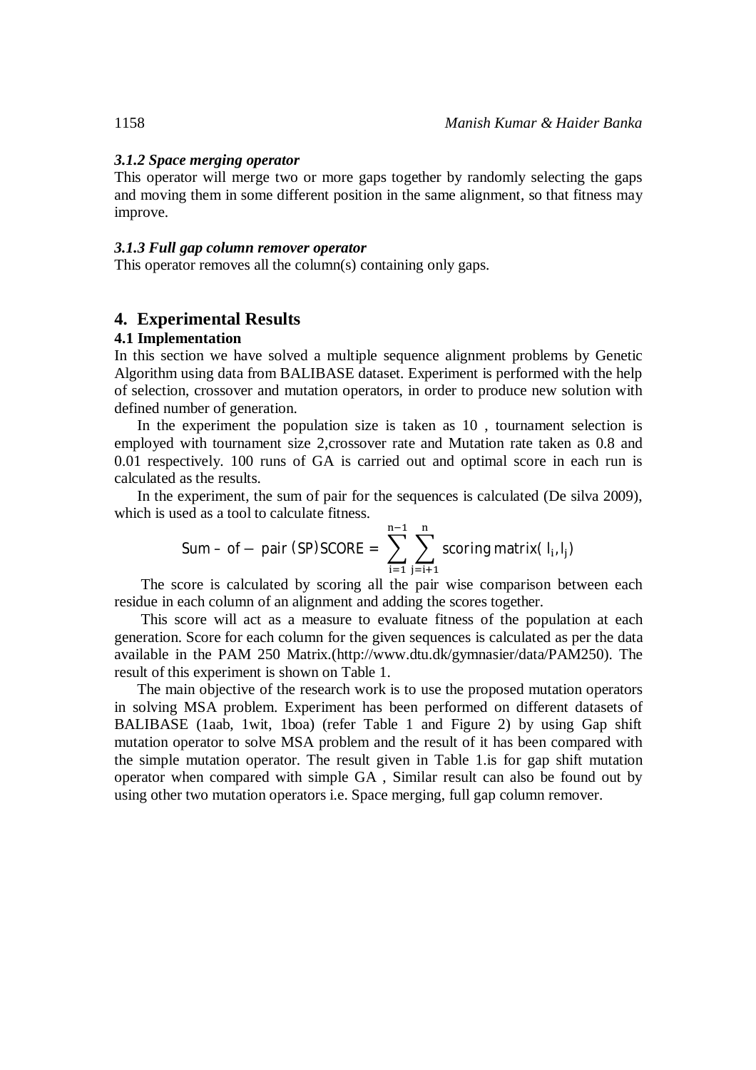### *3.1.2 Space merging operator*

This operator will merge two or more gaps together by randomly selecting the gaps and moving them in some different position in the same alignment, so that fitness may improve.

### *3.1.3 Full gap column remover operator*

This operator removes all the column(s) containing only gaps.

## 4. Experimental Results

### 4.1 Implementation

In this section we have solved a multiple sequence alignment problems by Genetic Algorithm using data from BALIBASE dataset. Experiment is performed with the help of selection, crossover and mutation operators, in order to produce new solution with defined number of generation.

In the experiment the population size is taken as 10 , tournament selection is employed with tournament size 2,crossover rate and Mutation rate taken as 0.8 and 0.01 respectively. 100 runs of GA is carried out and optimal score in each run is calculated as the results.

In the experiment, the sum of pair for the sequences is calculated (De silva 2009), which is used as a tool to calculate fitness.

$$\text{Sum} - \text{of} - \text{pair (SP)SCORE} = \sum_{i=1}^{n-1} \sum_{j=i+1}^{n} \text{scoring matrix}(\,l_i, l_j)$$

The score is calculated by scoring all the pair wise comparison between each residue in each column of an alignment and adding the scores together.

This score will act as a measure to evaluate fitness of the population at each generation. Score for each column for the given sequences is calculated as per the data available in the PAM 250 Matrix.(http://www.dtu.dk/gymnasier/data/PAM250). The result of this experiment is shown on Table 1.

The main objective of the research work is to use the proposed mutation operators in solving MSA problem. Experiment has been performed on different datasets of BALIBASE (1aab, 1wit, 1boa) (refer Table 1 and Figure 2) by using Gap shift mutation operator to solve MSA problem and the result of it has been compared with the simple mutation operator. The result given in Table 1.is for gap shift mutation operator when compared with simple GA , Similar result can also be found out by using other two mutation operators i.e. Space merging, full gap column remover.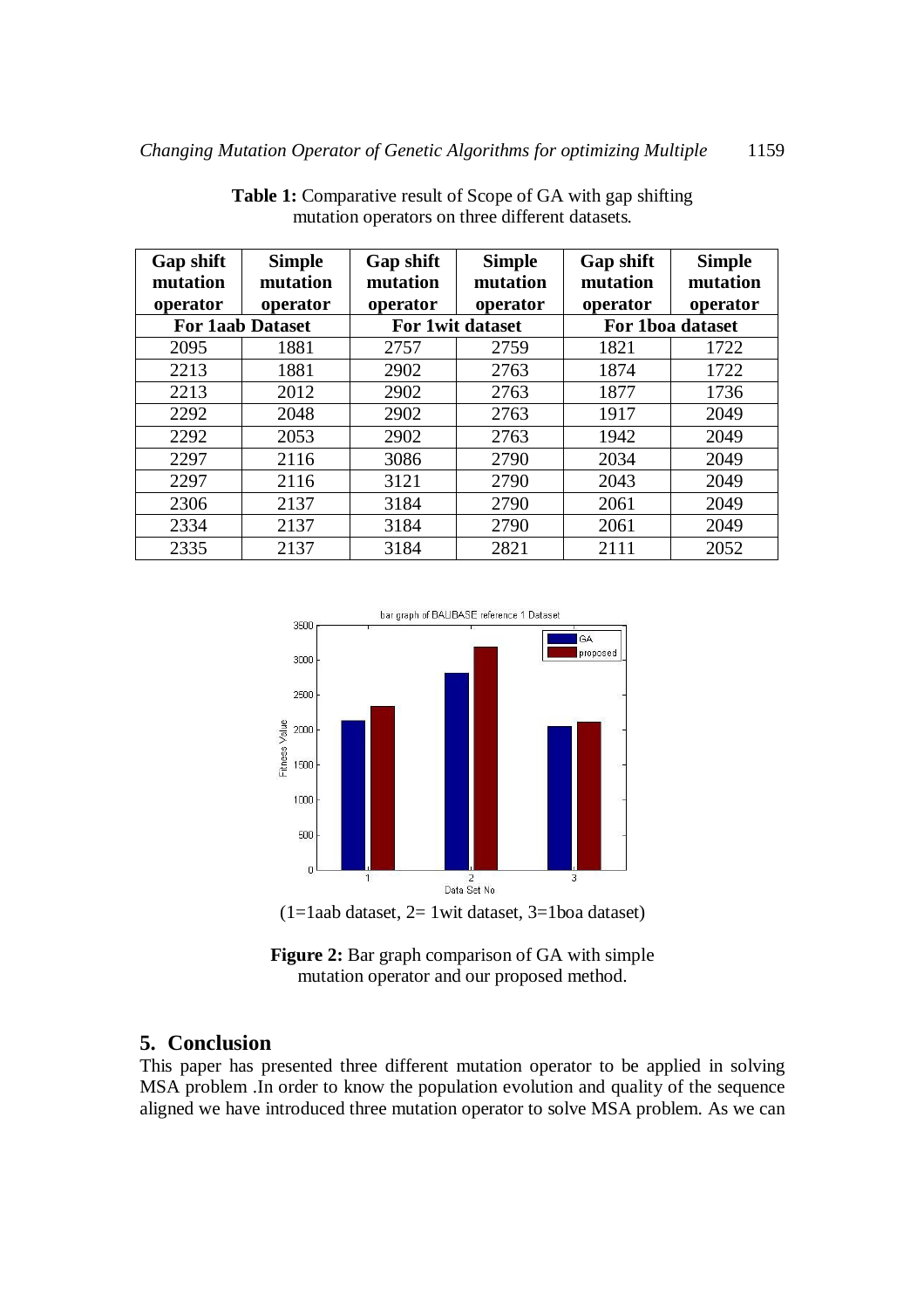**Table 1:** Comparative result of Scope of GA with gap shifting mutation operators on three different datasets.

| Gap shift mutation operator | Simple mutation operator | Gap shift mutation operator | Simple mutation operator | Gap shift mutation operator | Simple mutation operator |
|---|---|---|---|---|---|
| **For 1aab Dataset** | | **For 1wit dataset** | | **For 1boa dataset** | |
| 2095 | 1881 | 2757 | 2759 | 1821 | 1722 |
| 2213 | 1881 | 2902 | 2763 | 1874 | 1722 |
| 2213 | 2012 | 2902 | 2763 | 1877 | 1736 |
| 2292 | 2048 | 2902 | 2763 | 1917 | 2049 |
| 2292 | 2053 | 2902 | 2763 | 1942 | 2049 |
| 2297 | 2116 | 3086 | 2790 | 2034 | 2049 |
| 2297 | 2116 | 3121 | 2790 | 2043 | 2049 |
| 2306 | 2137 | 3184 | 2790 | 2061 | 2049 |
| 2334 | 2137 | 3184 | 2790 | 2061 | 2049 |
| 2335 | 2137 | 3184 | 2821 | 2111 | 2052 |

(1=1aab dataset, 2= 1wit dataset, 3=1boa dataset)

**Figure 2:** Bar graph comparison of GA with simple mutation operator and our proposed method.

## 5. Conclusion

This paper has presented three different mutation operator to be applied in solving MSA problem .In order to know the population evolution and quality of the sequence aligned we have introduced three mutation operator to solve MSA problem. As we can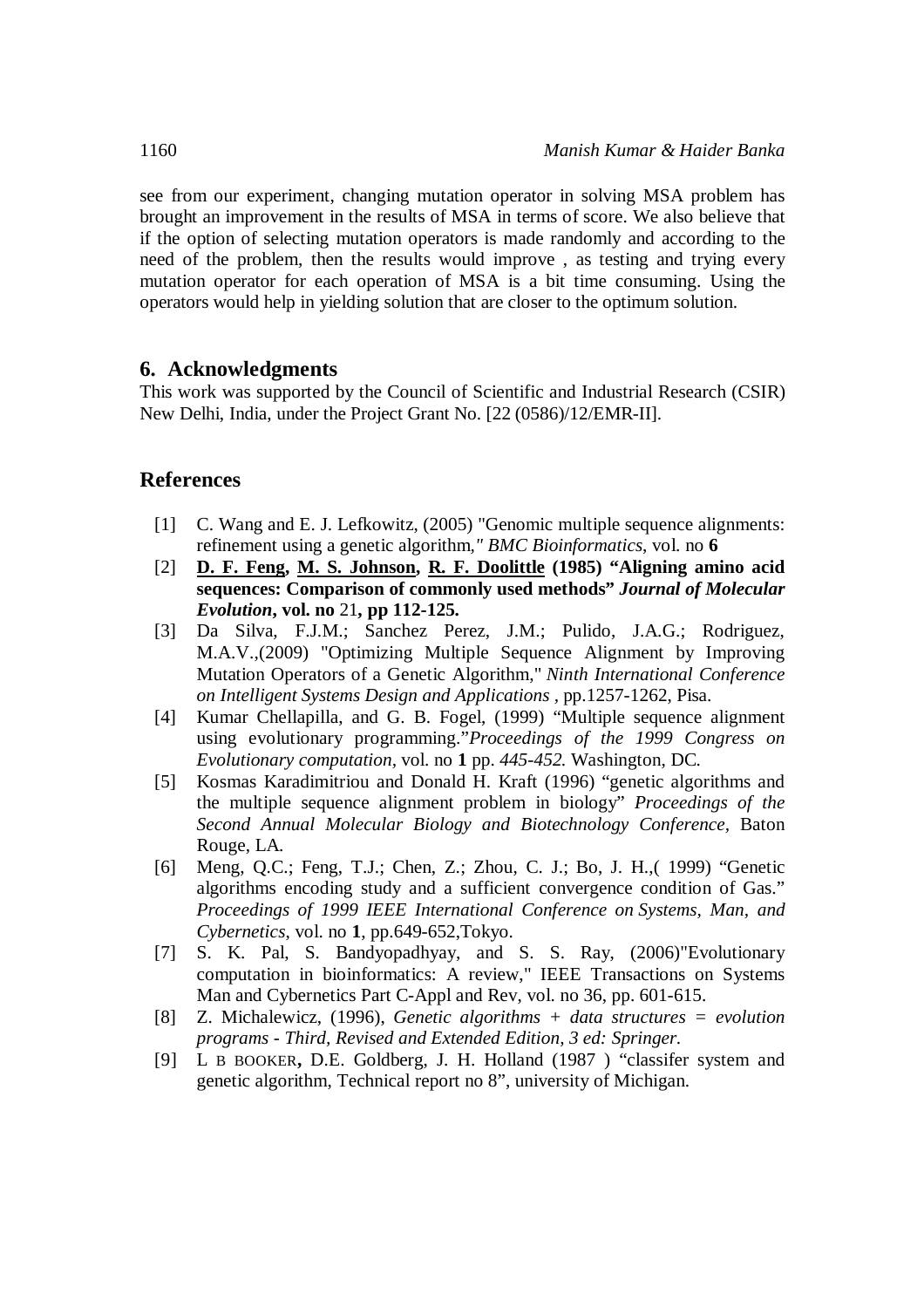see from our experiment, changing mutation operator in solving MSA problem has brought an improvement in the results of MSA in terms of score. We also believe that if the option of selecting mutation operators is made randomly and according to the need of the problem, then the results would improve , as testing and trying every mutation operator for each operation of MSA is a bit time consuming. Using the operators would help in yielding solution that are closer to the optimum solution.

## 6. Acknowledgments

This work was supported by the Council of Scientific and Industrial Research (CSIR) New Delhi, India, under the Project Grant No. [22 (0586)/12/EMR-II].

## References

[1] C. Wang and E. J. Lefkowitz, (2005) "Genomic multiple sequence alignments: refinement using a genetic algorithm," *BMC Bioinformatics*, vol. no **6**

[2] **D. F. Feng, M. S. Johnson, R. F. Doolittle (1985) "Aligning amino acid sequences: Comparison of commonly used methods"** ***Journal of Molecular Evolution*****, vol. no** 21**, pp 112-125.**

[3] Da Silva, F.J.M.; Sanchez Perez, J.M.; Pulido, J.A.G.; Rodriguez, M.A.V.,(2009) "Optimizing Multiple Sequence Alignment by Improving Mutation Operators of a Genetic Algorithm," *Ninth International Conference on Intelligent Systems Design and Applications* , pp.1257-1262, Pisa.

[4] Kumar Chellapilla, and G. B. Fogel, (1999) "Multiple sequence alignment using evolutionary programming."*Proceedings of the 1999 Congress on Evolutionary computation*, vol. no **1** pp. *445-452.* Washington, DC.

[5] Kosmas Karadimitriou and Donald H. Kraft (1996) "genetic algorithms and the multiple sequence alignment problem in biology" *Proceedings of the Second Annual Molecular Biology and Biotechnology Conference*, Baton Rouge, LA.

[6] Meng, Q.C.; Feng, T.J.; Chen, Z.; Zhou, C. J.; Bo, J. H.,( 1999) "Genetic algorithms encoding study and a sufficient convergence condition of Gas." *Proceedings of 1999 IEEE International Conference on Systems, Man, and Cybernetics*, vol. no **1**, pp.649-652,Tokyo.

[7] S. K. Pal, S. Bandyopadhyay, and S. S. Ray, (2006)"Evolutionary computation in bioinformatics: A review," IEEE Transactions on Systems Man and Cybernetics Part C-Appl and Rev, vol. no 36, pp. 601-615.

[8] Z. Michalewicz, (1996), *Genetic algorithms + data structures = evolution programs - Third, Revised and Extended Edition, 3 ed: Springer*.

[9] L B BOOKER**,** D.E. Goldberg, J. H. Holland (1987 ) "classifer system and genetic algorithm, Technical report no 8", university of Michigan.